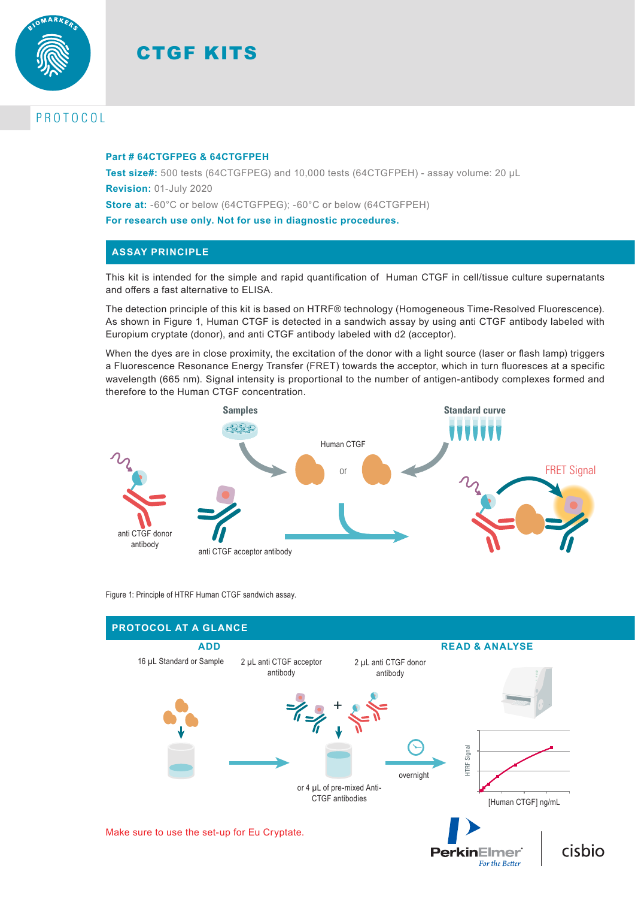# CTGF KITS

PROTOCOL

**Part # 64CTGFPEG & 64CTGFPEH**

**Test size#:** 500 tests (64CTGFPEG) and 10,000 tests (64CTGFPEH) - assay volume: 20 µL

**Revision:** 01-July 2020

**Store at:** -60°C or below (64CTGFPEG); -60°C or below (64CTGFPEH)

**For research use only. Not for use in diagnostic procedures.**

## ASSAY PRINCIPLE

This kit is intended for the simple and rapid quantification of Human CTGF in cell/tissue culture supernatants and offers a fast alternative to ELISA.

The detection principle of this kit is based on HTRF® technology (Homogeneous Time-Resolved Fluorescence). As shown in Figure 1, Human CTGF is detected in a sandwich assay by using anti CTGF antibody labeled with Europium cryptate (donor), and anti CTGF antibody labeled with d2 (acceptor).

When the dyes are in close proximity, the excitation of the donor with a light source (laser or flash lamp) triggers a Fluorescence Resonance Energy Transfer (FRET) towards the acceptor, which in turn fluoresces at a specific wavelength (665 nm). Signal intensity is proportional to the number of antigen-antibody complexes formed and therefore to the Human CTGF concentration.

Figure 1: Principle of HTRF Human CTGF sandwich assay.

## PROTOCOL AT A GLANCE

**ADD**

- 16 µL Standard or Sample
- 2 µL anti CTGF acceptor antibody
- 2 µL anti CTGF donor antibody
- or 4 µL of pre-mixed Anti-CTGF antibodies

overnight

**READ & ANALYSE**

Make sure to use the set-up for Eu Cryptate.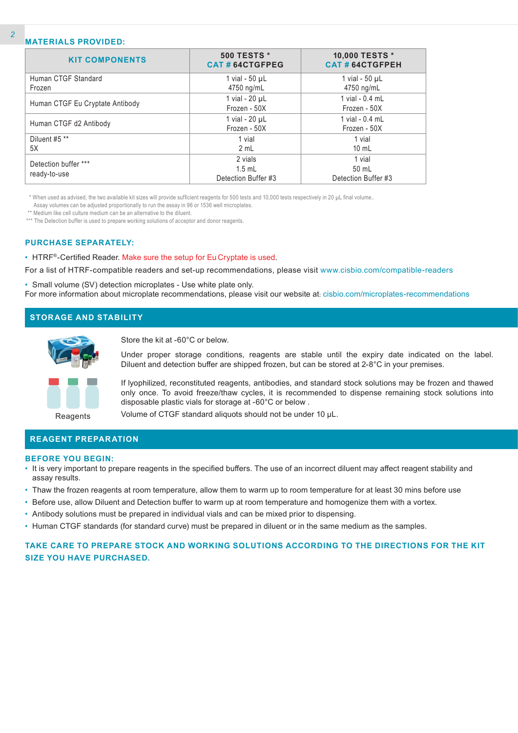## MATERIALS PROVIDED:

| KIT COMPONENTS | 500 TESTS * CAT # 64CTGFPEG | 10,000 TESTS * CAT # 64CTGFPEH |
|---|---|---|
| Human CTGF Standard Frozen | 1 vial - 50 µL 4750 ng/mL | 1 vial - 50 µL 4750 ng/mL |
| Human CTGF Eu Cryptate Antibody | 1 vial - 20 µL Frozen - 50X | 1 vial - 0.4 mL Frozen - 50X |
| Human CTGF d2 Antibody | 1 vial - 20 µL Frozen - 50X | 1 vial - 0.4 mL Frozen - 50X |
| Diluent #5 ** 5X | 1 vial 2 mL | 1 vial 10 mL |
| Detection buffer *** ready-to-use | 2 vials 1.5 mL Detection Buffer #3 | 1 vial 50 mL Detection Buffer #3 |

\* When used as advised, the two available kit sizes will provide sufficient reagents for 500 tests and 10,000 tests respectively in 20 µL final volume.. Assay volumes can be adjusted proportionally to run the assay in 96 or 1536 well microplates.
** Medium like cell culture medium can be an alternative to the diluent.
*** The Detection buffer is used to prepare working solutions of acceptor and donor reagents.

## PURCHASE SEPARATELY:

- HTRF®-Certified Reader. Make sure the setup for Eu Cryptate is used.

For a list of HTRF-compatible readers and set-up recommendations, please visit www.cisbio.com/compatible-readers

- Small volume (SV) detection microplates - Use white plate only.

For more information about microplate recommendations, please visit our website at: cisbio.com/microplates-recommendations

## STORAGE AND STABILITY

Reagents

Store the kit at -60°C or below.

Under proper storage conditions, reagents are stable until the expiry date indicated on the label. Diluent and detection buffer are shipped frozen, but can be stored at 2-8°C in your premises.

If lyophilized, reconstituted reagents, antibodies, and standard stock solutions may be frozen and thawed only once. To avoid freeze/thaw cycles, it is recommended to dispense remaining stock solutions into disposable plastic vials for storage at -60°C or below .

Volume of CTGF standard aliquots should not be under 10 µL.

## REAGENT PREPARATION

### BEFORE YOU BEGIN:

- It is very important to prepare reagents in the specified buffers. The use of an incorrect diluent may affect reagent stability and assay results.
- Thaw the frozen reagents at room temperature, allow them to warm up to room temperature for at least 30 mins before use
- Before use, allow Diluent and Detection buffer to warm up at room temperature and homogenize them with a vortex.
- Antibody solutions must be prepared in individual vials and can be mixed prior to dispensing.
- Human CTGF standards (for standard curve) must be prepared in diluent or in the same medium as the samples.

**TAKE CARE TO PREPARE STOCK AND WORKING SOLUTIONS ACCORDING TO THE DIRECTIONS FOR THE KIT SIZE YOU HAVE PURCHASED.**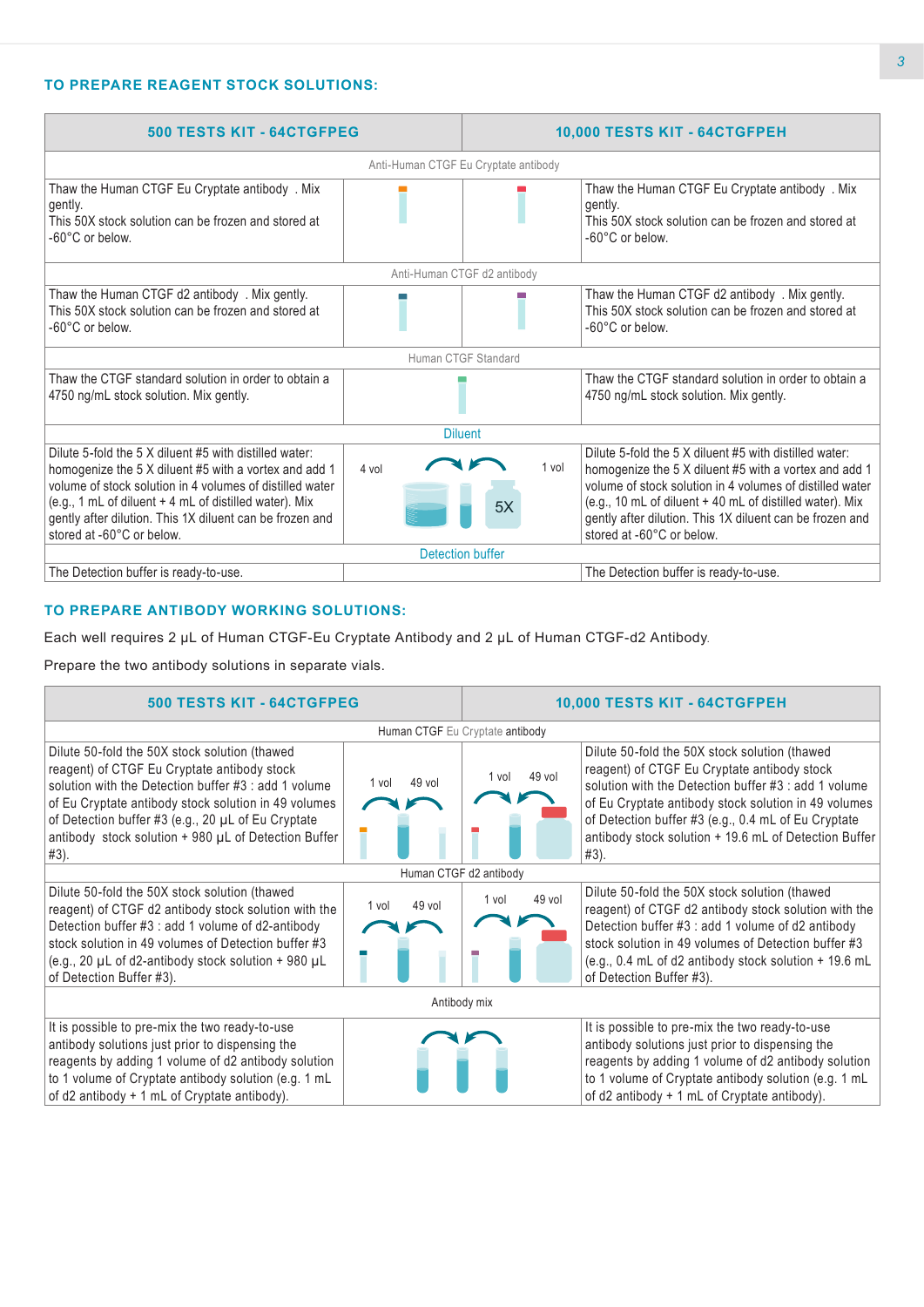## TO PREPARE REAGENT STOCK SOLUTIONS:

| 500 TESTS KIT - 64CTGFPEG | | | 10,000 TESTS KIT - 64CTGFPEH |
|---|---|---|---|
| Anti-Human CTGF Eu Cryptate antibody | | | |
| Thaw the Human CTGF Eu Cryptate antibody . Mix gently.<br>This 50X stock solution can be frozen and stored at -60°C or below. | | | Thaw the Human CTGF Eu Cryptate antibody . Mix gently.<br>This 50X stock solution can be frozen and stored at -60°C or below. |
| Anti-Human CTGF d2 antibody | | | |
| Thaw the Human CTGF d2 antibody . Mix gently.<br>This 50X stock solution can be frozen and stored at -60°C or below. | | | Thaw the Human CTGF d2 antibody . Mix gently.<br>This 50X stock solution can be frozen and stored at -60°C or below. |
| Human CTGF Standard | | | |
| Thaw the CTGF standard solution in order to obtain a 4750 ng/mL stock solution. Mix gently. | | | Thaw the CTGF standard solution in order to obtain a 4750 ng/mL stock solution. Mix gently. |
| Diluent | | | |
| Dilute 5-fold the 5 X diluent #5 with distilled water: homogenize the 5 X diluent #5 with a vortex and add 1 volume of stock solution in 4 volumes of distilled water (e.g., 1 mL of diluent + 4 mL of distilled water). Mix gently after dilution. This 1X diluent can be frozen and stored at -60°C or below. | 4 vol | 1 vol<br>5X | Dilute 5-fold the 5 X diluent #5 with distilled water: homogenize the 5 X diluent #5 with a vortex and add 1 volume of stock solution in 4 volumes of distilled water (e.g., 10 mL of diluent + 40 mL of distilled water). Mix gently after dilution. This 1X diluent can be frozen and stored at -60°C or below. |
| Detection buffer | | | |
| The Detection buffer is ready-to-use. | | | The Detection buffer is ready-to-use. |

## TO PREPARE ANTIBODY WORKING SOLUTIONS:

Each well requires 2 µL of Human CTGF-Eu Cryptate Antibody and 2 µL of Human CTGF-d2 Antibody.

Prepare the two antibody solutions in separate vials.

| 500 TESTS KIT - 64CTGFPEG | | | 10,000 TESTS KIT - 64CTGFPEH |
|---|---|---|---|
| Human CTGF Eu Cryptate antibody | | | |
| Dilute 50-fold the 50X stock solution (thawed reagent) of CTGF Eu Cryptate antibody stock solution with the Detection buffer #3 : add 1 volume of Eu Cryptate antibody stock solution in 49 volumes of Detection buffer #3 (e.g., 20 µL of Eu Cryptate antibody stock solution + 980 µL of Detection Buffer #3). | 1 vol 49 vol | 1 vol 49 vol | Dilute 50-fold the 50X stock solution (thawed reagent) of CTGF Eu Cryptate antibody stock solution with the Detection buffer #3 : add 1 volume of Eu Cryptate antibody stock solution in 49 volumes of Detection buffer #3 (e.g., 0.4 mL of Eu Cryptate antibody stock solution + 19.6 mL of Detection Buffer #3). |
| Human CTGF d2 antibody | | | |
| Dilute 50-fold the 50X stock solution (thawed reagent) of CTGF d2 antibody stock solution with the Detection buffer #3 : add 1 volume of d2-antibody stock solution in 49 volumes of Detection buffer #3 (e.g., 20 µL of d2-antibody stock solution + 980 µL of Detection Buffer #3). | 1 vol 49 vol | 1 vol 49 vol | Dilute 50-fold the 50X stock solution (thawed reagent) of CTGF d2 antibody stock solution with the Detection buffer #3 : add 1 volume of d2 antibody stock solution in 49 volumes of Detection buffer #3 (e.g., 0.4 mL of d2 antibody stock solution + 19.6 mL of Detection Buffer #3). |
| Antibody mix | | | |
| It is possible to pre-mix the two ready-to-use antibody solutions just prior to dispensing the reagents by adding 1 volume of d2 antibody solution to 1 volume of Cryptate antibody solution (e.g. 1 mL of d2 antibody + 1 mL of Cryptate antibody). | | | It is possible to pre-mix the two ready-to-use antibody solutions just prior to dispensing the reagents by adding 1 volume of d2 antibody solution to 1 volume of Cryptate antibody solution (e.g. 1 mL of d2 antibody + 1 mL of Cryptate antibody). |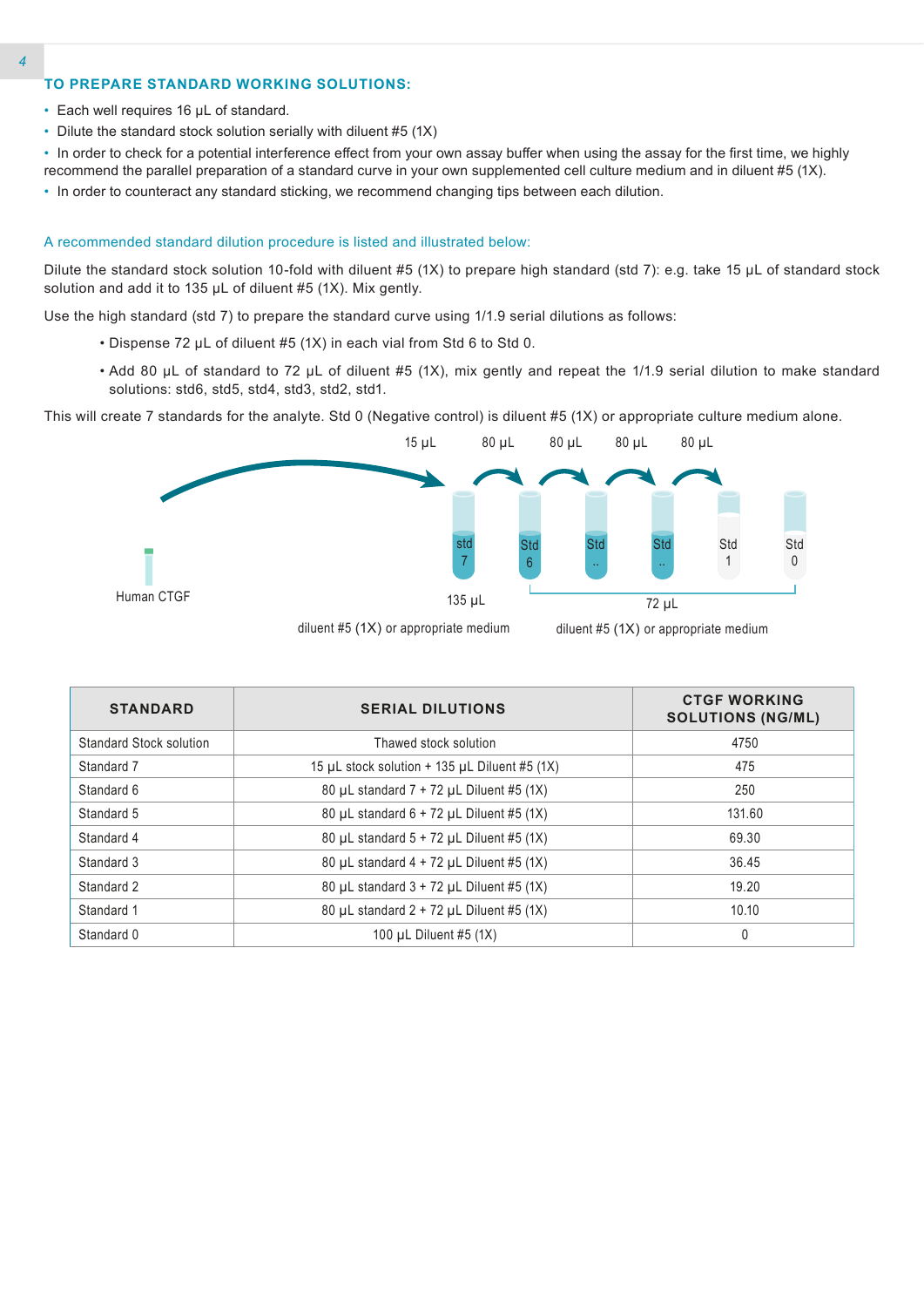## TO PREPARE STANDARD WORKING SOLUTIONS:

- Each well requires 16 µL of standard.
- Dilute the standard stock solution serially with diluent #5 (1X)
- In order to check for a potential interference effect from your own assay buffer when using the assay for the first time, we highly recommend the parallel preparation of a standard curve in your own supplemented cell culture medium and in diluent #5 (1X).
- In order to counteract any standard sticking, we recommend changing tips between each dilution.

A recommended standard dilution procedure is listed and illustrated below:

Dilute the standard stock solution 10-fold with diluent #5 (1X) to prepare high standard (std 7): e.g. take 15 µL of standard stock solution and add it to 135 µL of diluent #5 (1X). Mix gently.

Use the high standard (std 7) to prepare the standard curve using 1/1.9 serial dilutions as follows:

- Dispense 72 µL of diluent #5 (1X) in each vial from Std 6 to Std 0.
- Add 80 µL of standard to 72 µL of diluent #5 (1X), mix gently and repeat the 1/1.9 serial dilution to make standard solutions: std6, std5, std4, std3, std2, std1.

This will create 7 standards for the analyte. Std 0 (Negative control) is diluent #5 (1X) or appropriate culture medium alone.

15 µL 80 µL 80 µL 80 µL 80 µL

Human CTGF

std 7 | Std 6 | Std .. | Std .. | Std 1 | Std 0

135 µL — diluent #5 (1X) or appropriate medium

72 µL — diluent #5 (1X) or appropriate medium

| STANDARD | SERIAL DILUTIONS | CTGF WORKING SOLUTIONS (NG/ML) |
|---|---|---|
| Standard Stock solution | Thawed stock solution | 4750 |
| Standard 7 | 15 µL stock solution + 135 µL Diluent #5 (1X) | 475 |
| Standard 6 | 80 µL standard 7 + 72 µL Diluent #5 (1X) | 250 |
| Standard 5 | 80 µL standard 6 + 72 µL Diluent #5 (1X) | 131.60 |
| Standard 4 | 80 µL standard 5 + 72 µL Diluent #5 (1X) | 69.30 |
| Standard 3 | 80 µL standard 4 + 72 µL Diluent #5 (1X) | 36.45 |
| Standard 2 | 80 µL standard 3 + 72 µL Diluent #5 (1X) | 19.20 |
| Standard 1 | 80 µL standard 2 + 72 µL Diluent #5 (1X) | 10.10 |
| Standard 0 | 100 µL Diluent #5 (1X) | 0 |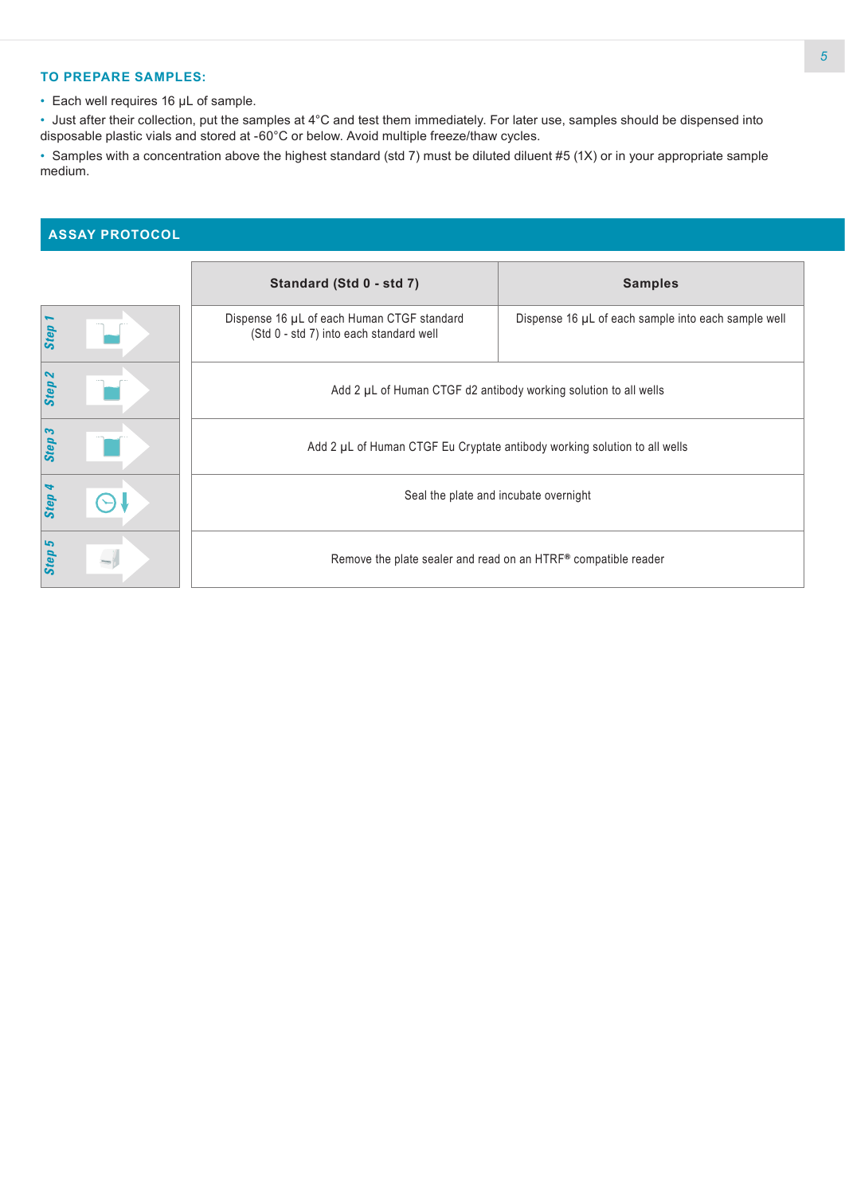### TO PREPARE SAMPLES:

- Each well requires 16 µL of sample.
- Just after their collection, put the samples at 4°C and test them immediately. For later use, samples should be dispensed into disposable plastic vials and stored at -60°C or below. Avoid multiple freeze/thaw cycles.
- Samples with a concentration above the highest standard (std 7) must be diluted diluent #5 (1X) or in your appropriate sample medium.

## ASSAY PROTOCOL

| | Standard (Std 0 - std 7) | Samples |
|---|---|---|
| Step 1 | Dispense 16 µL of each Human CTGF standard (Std 0 - std 7) into each standard well | Dispense 16 µL of each sample into each sample well |
| Step 2 | Add 2 µL of Human CTGF d2 antibody working solution to all wells | |
| Step 3 | Add 2 µL of Human CTGF Eu Cryptate antibody working solution to all wells | |
| Step 4 | Seal the plate and incubate overnight | |
| Step 5 | Remove the plate sealer and read on an HTRF® compatible reader | |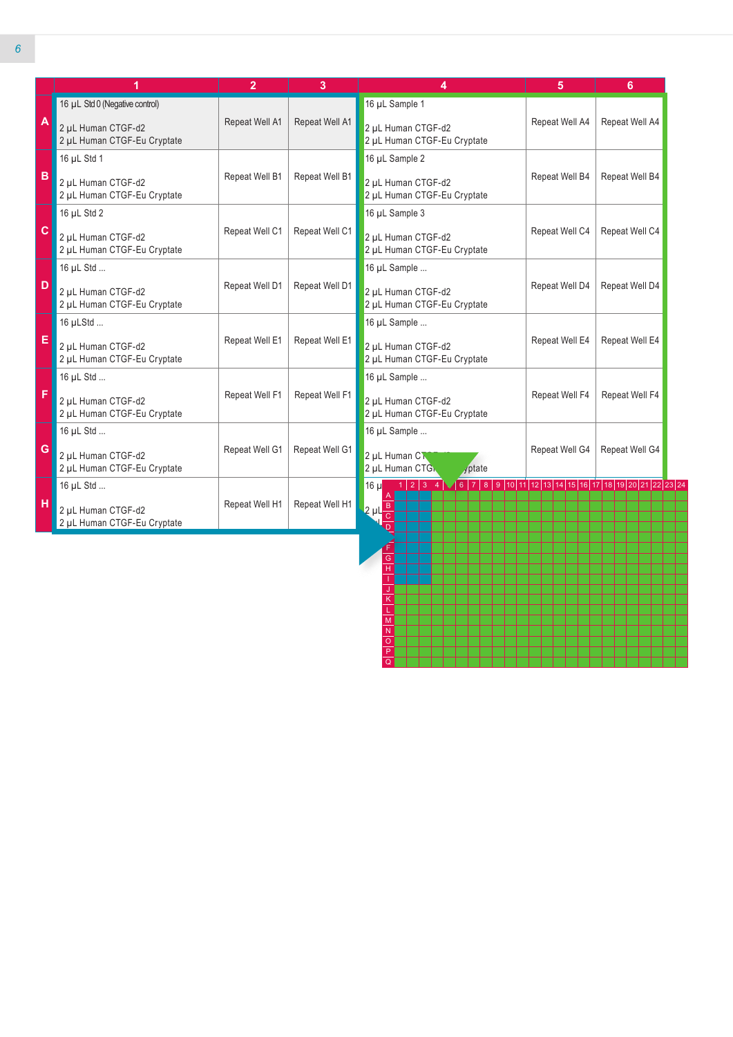| | 1 | 2 | 3 | 4 | 5 | 6 |
|---|---|---|---|---|---|---|
| A | 16 µL Std 0 (Negative control)<br>2 µL Human CTGF-d2<br>2 µL Human CTGF-Eu Cryptate | Repeat Well A1 | Repeat Well A1 | 16 µL Sample 1<br>2 µL Human CTGF-d2<br>2 µL Human CTGF-Eu Cryptate | Repeat Well A4 | Repeat Well A4 |
| B | 16 µL Std 1<br>2 µL Human CTGF-d2<br>2 µL Human CTGF-Eu Cryptate | Repeat Well B1 | Repeat Well B1 | 16 µL Sample 2<br>2 µL Human CTGF-d2<br>2 µL Human CTGF-Eu Cryptate | Repeat Well B4 | Repeat Well B4 |
| C | 16 µL Std 2<br>2 µL Human CTGF-d2<br>2 µL Human CTGF-Eu Cryptate | Repeat Well C1 | Repeat Well C1 | 16 µL Sample 3<br>2 µL Human CTGF-d2<br>2 µL Human CTGF-Eu Cryptate | Repeat Well C4 | Repeat Well C4 |
| D | 16 µL Std ...<br>2 µL Human CTGF-d2<br>2 µL Human CTGF-Eu Cryptate | Repeat Well D1 | Repeat Well D1 | 16 µL Sample ...<br>2 µL Human CTGF-d2<br>2 µL Human CTGF-Eu Cryptate | Repeat Well D4 | Repeat Well D4 |
| E | 16 µLStd ...<br>2 µL Human CTGF-d2<br>2 µL Human CTGF-Eu Cryptate | Repeat Well E1 | Repeat Well E1 | 16 µL Sample ...<br>2 µL Human CTGF-d2<br>2 µL Human CTGF-Eu Cryptate | Repeat Well E4 | Repeat Well E4 |
| F | 16 µL Std ...<br>2 µL Human CTGF-d2<br>2 µL Human CTGF-Eu Cryptate | Repeat Well F1 | Repeat Well F1 | 16 µL Sample ...<br>2 µL Human CTGF-d2<br>2 µL Human CTGF-Eu Cryptate | Repeat Well F4 | Repeat Well F4 |
| G | 16 µL Std ...<br>2 µL Human CTGF-d2<br>2 µL Human CTGF-Eu Cryptate | Repeat Well G1 | Repeat Well G1 | 16 µL Sample ...<br>2 µL Human CTGF-d2<br>2 µL Human CTGF-Eu Cryptate | Repeat Well G4 | Repeat Well G4 |
| H | 16 µL Std ...<br>2 µL Human CTGF-d2<br>2 µL Human CTGF-Eu Cryptate | Repeat Well H1 | Repeat Well H1 | 16 µL ...<br>2 µL ... | | |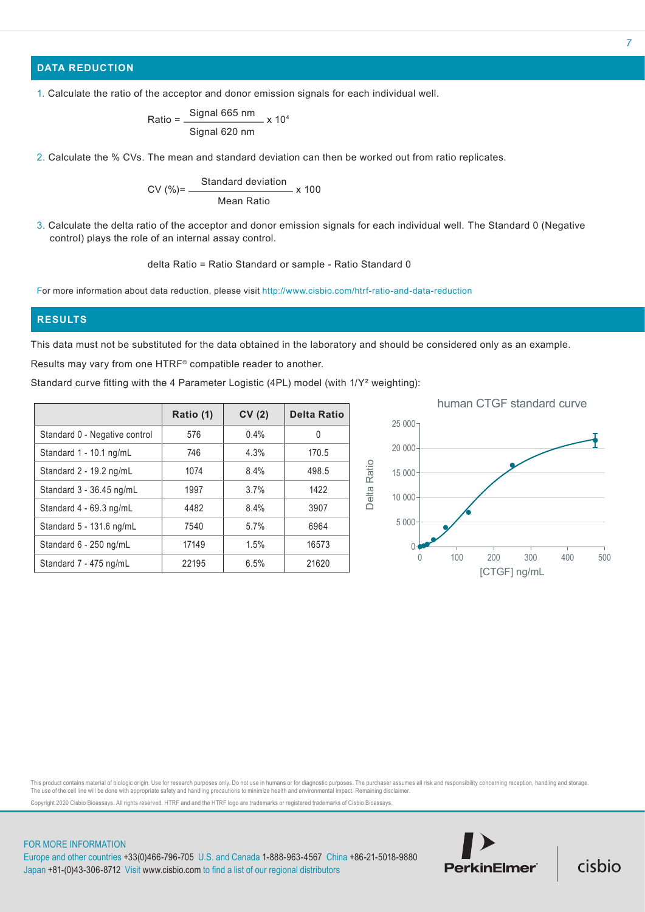## DATA REDUCTION

1. Calculate the ratio of the acceptor and donor emission signals for each individual well.

$$\text{Ratio} = \frac{\text{Signal 665 nm}}{\text{Signal 620 nm}} \times 10^4$$

2. Calculate the % CVs. The mean and standard deviation can then be worked out from ratio replicates.

$$\text{CV (\%)} = \frac{\text{Standard deviation}}{\text{Mean Ratio}} \times 100$$

3. Calculate the delta ratio of the acceptor and donor emission signals for each individual well. The Standard 0 (Negative control) plays the role of an internal assay control.

delta Ratio = Ratio Standard or sample - Ratio Standard 0

For more information about data reduction, please visit http://www.cisbio.com/htrf-ratio-and-data-reduction

## RESULTS

This data must not be substituted for the data obtained in the laboratory and should be considered only as an example.

Results may vary from one HTRF® compatible reader to another.

Standard curve fitting with the 4 Parameter Logistic (4PL) model (with 1/Y² weighting):

| | Ratio (1) | CV (2) | Delta Ratio |
|---|---|---|---|
| Standard 0 - Negative control | 576 | 0.4% | 0 |
| Standard 1 - 10.1 ng/mL | 746 | 4.3% | 170.5 |
| Standard 2 - 19.2 ng/mL | 1074 | 8.4% | 498.5 |
| Standard 3 - 36.45 ng/mL | 1997 | 3.7% | 1422 |
| Standard 4 - 69.3 ng/mL | 4482 | 8.4% | 3907 |
| Standard 5 - 131.6 ng/mL | 7540 | 5.7% | 6964 |
| Standard 6 - 250 ng/mL | 17149 | 1.5% | 16573 |
| Standard 7 - 475 ng/mL | 22195 | 6.5% | 21620 |

human CTGF standard curve

Delta Ratio

25 000
20 000
15 000
10 000
5 000
0

0 100 200 300 400 500

[CTGF] ng/mL

This product contains material of biologic origin. Use for research purposes only. Do not use in humans or for diagnostic purposes. The purchaser assumes all risk and responsibility concerning reception, handling and storage. The use of the cell line will be done with appropriate safety and handling precautions to minimize health and environmental impact. Remaining disclaimer.

Copyright 2020 Cisbio Bioassays. All rights reserved. HTRF and and the HTRF logo are trademarks or registered trademarks of Cisbio Bioassays.

FOR MORE INFORMATION
Europe and other countries +33(0)466-796-705 U.S. and Canada 1-888-963-4567 China +86-21-5018-9880
Japan +81-(0)43-306-8712 Visit www.cisbio.com to find a list of our regional distributors

PerkinElmer cisbio